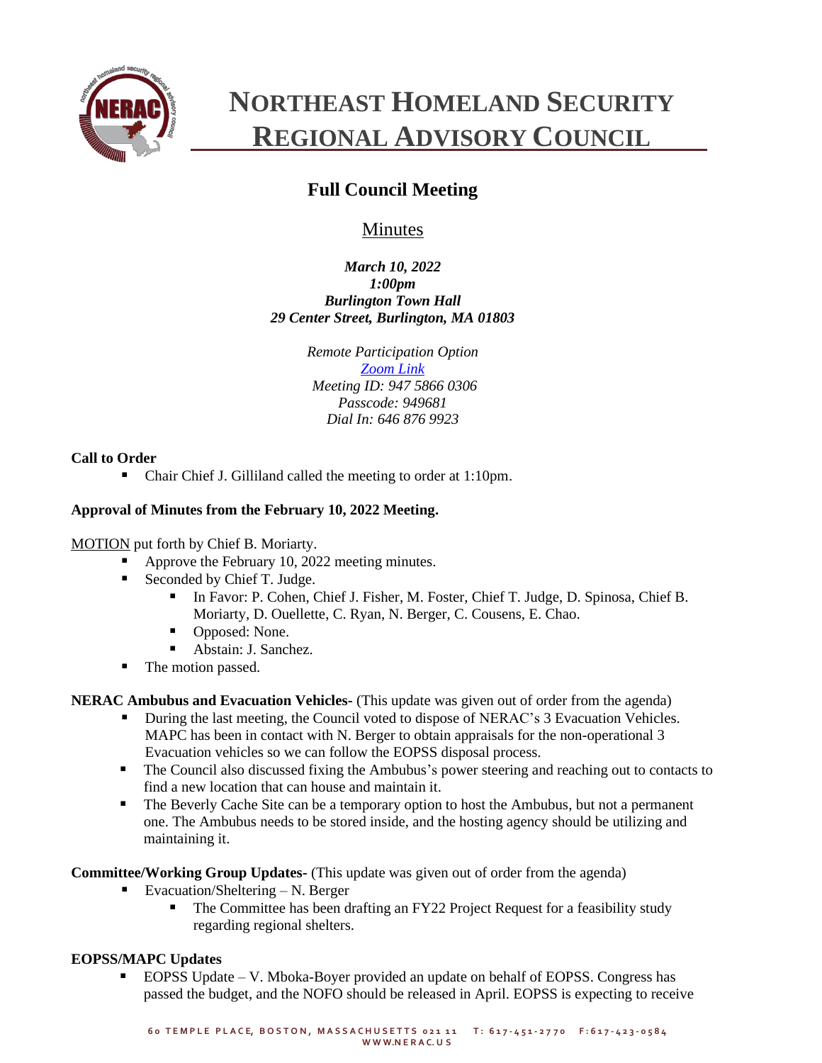# NORTHEAST HOMELAND SECURITY REGIONAL ADVISORY COUNCIL

## Full Council Meeting

### Minutes

*March 10, 2022*
*1:00pm*
*Burlington Town Hall*
*29 Center Street, Burlington, MA 01803*

*Remote Participation Option*
*Zoom Link*
*Meeting ID: 947 5866 0306*
*Passcode: 949681*
*Dial In: 646 876 9923*

**Call to Order**

- Chair Chief J. Gilliland called the meeting to order at 1:10pm.

**Approval of Minutes from the February 10, 2022 Meeting.**

MOTION put forth by Chief B. Moriarty.

- Approve the February 10, 2022 meeting minutes.
- Seconded by Chief T. Judge.
  - In Favor: P. Cohen, Chief J. Fisher, M. Foster, Chief T. Judge, D. Spinosa, Chief B. Moriarty, D. Ouellette, C. Ryan, N. Berger, C. Cousens, E. Chao.
  - Opposed: None.
  - Abstain: J. Sanchez.
- The motion passed.

**NERAC Ambubus and Evacuation Vehicles-** (This update was given out of order from the agenda)

- During the last meeting, the Council voted to dispose of NERAC's 3 Evacuation Vehicles. MAPC has been in contact with N. Berger to obtain appraisals for the non-operational 3 Evacuation vehicles so we can follow the EOPSS disposal process.
- The Council also discussed fixing the Ambubus's power steering and reaching out to contacts to find a new location that can house and maintain it.
- The Beverly Cache Site can be a temporary option to host the Ambubus, but not a permanent one. The Ambubus needs to be stored inside, and the hosting agency should be utilizing and maintaining it.

**Committee/Working Group Updates-** (This update was given out of order from the agenda)

- Evacuation/Sheltering – N. Berger
  - The Committee has been drafting an FY22 Project Request for a feasibility study regarding regional shelters.

**EOPSS/MAPC Updates**

- EOPSS Update – V. Mboka-Boyer provided an update on behalf of EOPSS. Congress has passed the budget, and the NOFO should be released in April. EOPSS is expecting to receive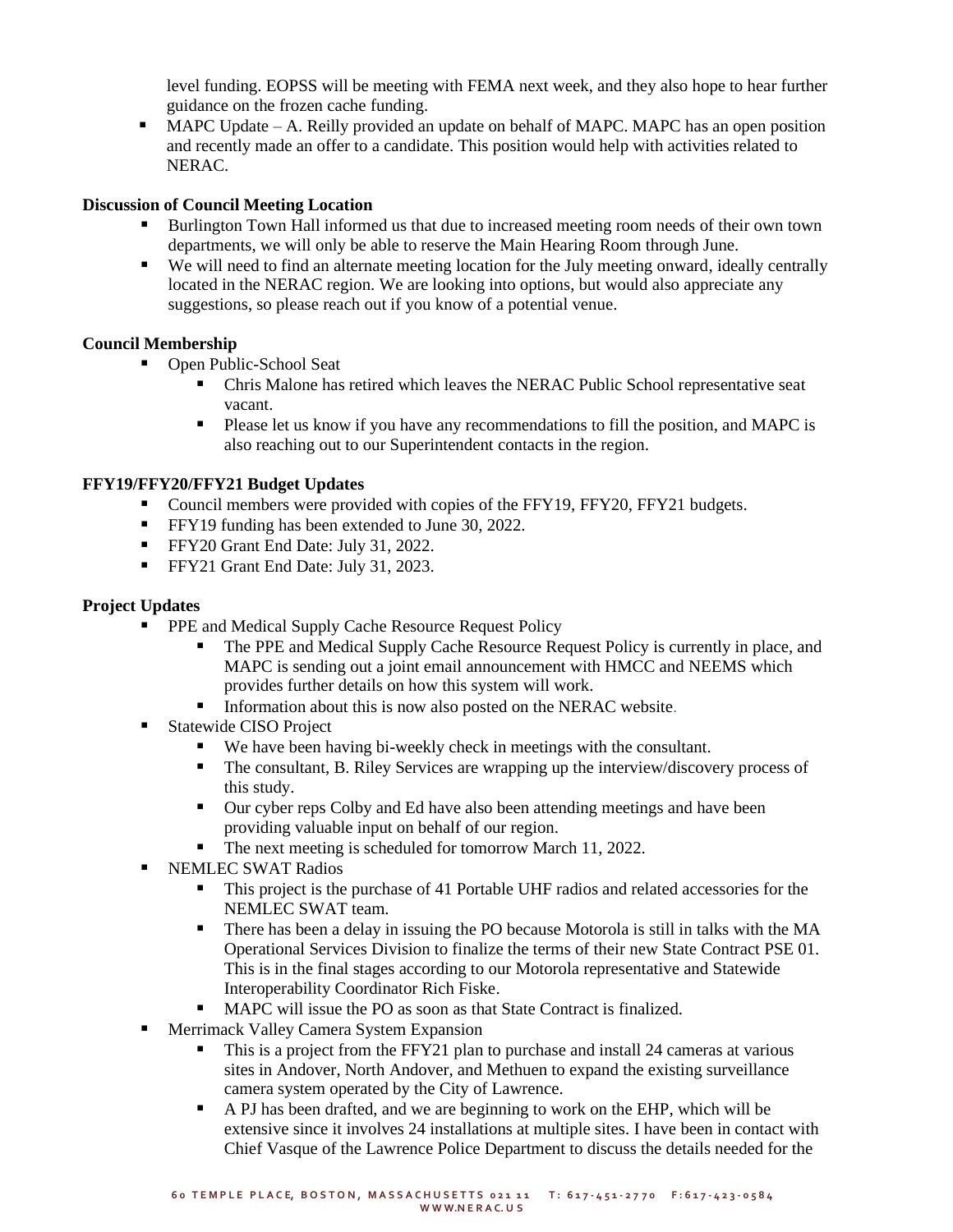level funding. EOPSS will be meeting with FEMA next week, and they also hope to hear further guidance on the frozen cache funding.

- MAPC Update – A. Reilly provided an update on behalf of MAPC. MAPC has an open position and recently made an offer to a candidate. This position would help with activities related to NERAC.

**Discussion of Council Meeting Location**

- Burlington Town Hall informed us that due to increased meeting room needs of their own town departments, we will only be able to reserve the Main Hearing Room through June.
- We will need to find an alternate meeting location for the July meeting onward, ideally centrally located in the NERAC region. We are looking into options, but would also appreciate any suggestions, so please reach out if you know of a potential venue.

**Council Membership**

- Open Public-School Seat
  - Chris Malone has retired which leaves the NERAC Public School representative seat vacant.
  - Please let us know if you have any recommendations to fill the position, and MAPC is also reaching out to our Superintendent contacts in the region.

**FFY19/FFY20/FFY21 Budget Updates**

- Council members were provided with copies of the FFY19, FFY20, FFY21 budgets.
- FFY19 funding has been extended to June 30, 2022.
- FFY20 Grant End Date: July 31, 2022.
- FFY21 Grant End Date: July 31, 2023.

**Project Updates**

- PPE and Medical Supply Cache Resource Request Policy
  - The PPE and Medical Supply Cache Resource Request Policy is currently in place, and MAPC is sending out a joint email announcement with HMCC and NEEMS which provides further details on how this system will work.
  - Information about this is now also posted on the NERAC website.
- Statewide CISO Project
  - We have been having bi-weekly check in meetings with the consultant.
  - The consultant, B. Riley Services are wrapping up the interview/discovery process of this study.
  - Our cyber reps Colby and Ed have also been attending meetings and have been providing valuable input on behalf of our region.
  - The next meeting is scheduled for tomorrow March 11, 2022.
- NEMLEC SWAT Radios
  - This project is the purchase of 41 Portable UHF radios and related accessories for the NEMLEC SWAT team.
  - There has been a delay in issuing the PO because Motorola is still in talks with the MA Operational Services Division to finalize the terms of their new State Contract PSE 01. This is in the final stages according to our Motorola representative and Statewide Interoperability Coordinator Rich Fiske.
  - MAPC will issue the PO as soon as that State Contract is finalized.
- Merrimack Valley Camera System Expansion
  - This is a project from the FFY21 plan to purchase and install 24 cameras at various sites in Andover, North Andover, and Methuen to expand the existing surveillance camera system operated by the City of Lawrence.
  - A PJ has been drafted, and we are beginning to work on the EHP, which will be extensive since it involves 24 installations at multiple sites. I have been in contact with Chief Vasque of the Lawrence Police Department to discuss the details needed for the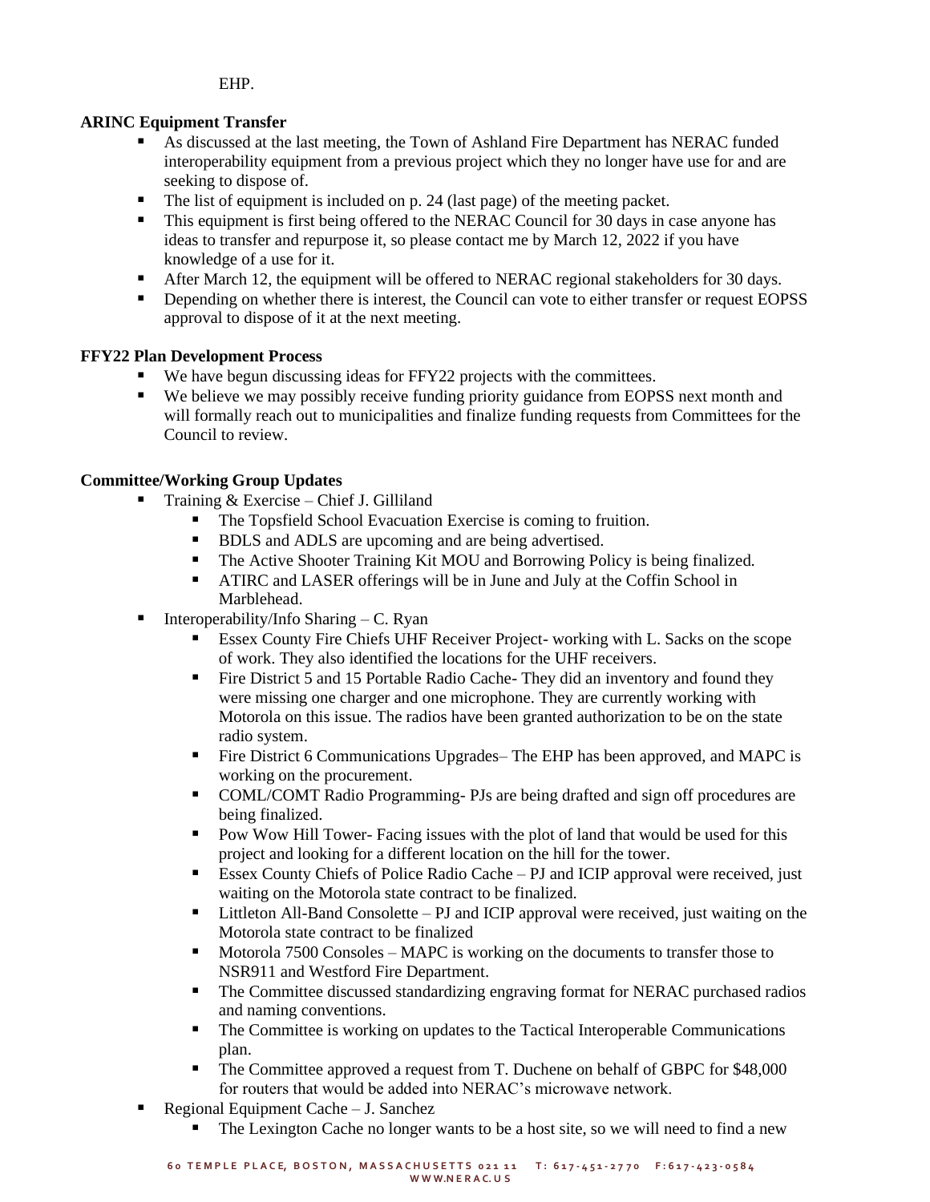EHP.

**ARINC Equipment Transfer**

- As discussed at the last meeting, the Town of Ashland Fire Department has NERAC funded interoperability equipment from a previous project which they no longer have use for and are seeking to dispose of.
- The list of equipment is included on p. 24 (last page) of the meeting packet.
- This equipment is first being offered to the NERAC Council for 30 days in case anyone has ideas to transfer and repurpose it, so please contact me by March 12, 2022 if you have knowledge of a use for it.
- After March 12, the equipment will be offered to NERAC regional stakeholders for 30 days.
- Depending on whether there is interest, the Council can vote to either transfer or request EOPSS approval to dispose of it at the next meeting.

**FFY22 Plan Development Process**

- We have begun discussing ideas for FFY22 projects with the committees.
- We believe we may possibly receive funding priority guidance from EOPSS next month and will formally reach out to municipalities and finalize funding requests from Committees for the Council to review.

**Committee/Working Group Updates**

- Training & Exercise – Chief J. Gilliland
  - The Topsfield School Evacuation Exercise is coming to fruition.
  - BDLS and ADLS are upcoming and are being advertised.
  - The Active Shooter Training Kit MOU and Borrowing Policy is being finalized.
  - ATIRC and LASER offerings will be in June and July at the Coffin School in Marblehead.
- Interoperability/Info Sharing – C. Ryan
  - Essex County Fire Chiefs UHF Receiver Project- working with L. Sacks on the scope of work. They also identified the locations for the UHF receivers.
  - Fire District 5 and 15 Portable Radio Cache- They did an inventory and found they were missing one charger and one microphone. They are currently working with Motorola on this issue. The radios have been granted authorization to be on the state radio system.
  - Fire District 6 Communications Upgrades– The EHP has been approved, and MAPC is working on the procurement.
  - COML/COMT Radio Programming- PJs are being drafted and sign off procedures are being finalized.
  - Pow Wow Hill Tower- Facing issues with the plot of land that would be used for this project and looking for a different location on the hill for the tower.
  - Essex County Chiefs of Police Radio Cache – PJ and ICIP approval were received, just waiting on the Motorola state contract to be finalized.
  - Littleton All-Band Consolette – PJ and ICIP approval were received, just waiting on the Motorola state contract to be finalized
  - Motorola 7500 Consoles – MAPC is working on the documents to transfer those to NSR911 and Westford Fire Department.
  - The Committee discussed standardizing engraving format for NERAC purchased radios and naming conventions.
  - The Committee is working on updates to the Tactical Interoperable Communications plan.
  - The Committee approved a request from T. Duchene on behalf of GBPC for $48,000 for routers that would be added into NERAC's microwave network.
- Regional Equipment Cache – J. Sanchez
  - The Lexington Cache no longer wants to be a host site, so we will need to find a new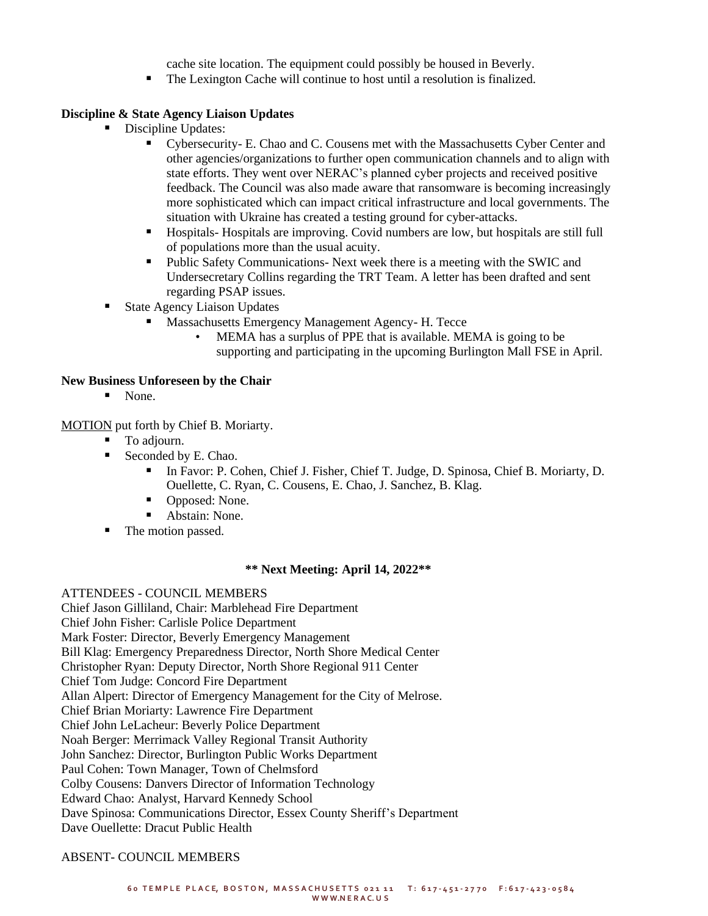cache site location. The equipment could possibly be housed in Beverly.
  - The Lexington Cache will continue to host until a resolution is finalized.

**Discipline & State Agency Liaison Updates**

- Discipline Updates:
  - Cybersecurity- E. Chao and C. Cousens met with the Massachusetts Cyber Center and other agencies/organizations to further open communication channels and to align with state efforts. They went over NERAC's planned cyber projects and received positive feedback. The Council was also made aware that ransomware is becoming increasingly more sophisticated which can impact critical infrastructure and local governments. The situation with Ukraine has created a testing ground for cyber-attacks.
  - Hospitals- Hospitals are improving. Covid numbers are low, but hospitals are still full of populations more than the usual acuity.
  - Public Safety Communications- Next week there is a meeting with the SWIC and Undersecretary Collins regarding the TRT Team. A letter has been drafted and sent regarding PSAP issues.
- State Agency Liaison Updates
  - Massachusetts Emergency Management Agency- H. Tecce
    - MEMA has a surplus of PPE that is available. MEMA is going to be supporting and participating in the upcoming Burlington Mall FSE in April.

**New Business Unforeseen by the Chair**

- None.

MOTION put forth by Chief B. Moriarty.

- To adjourn.
- Seconded by E. Chao.
  - In Favor: P. Cohen, Chief J. Fisher, Chief T. Judge, D. Spinosa, Chief B. Moriarty, D. Ouellette, C. Ryan, C. Cousens, E. Chao, J. Sanchez, B. Klag.
  - Opposed: None.
  - Abstain: None.
- The motion passed.

**\*\* Next Meeting: April 14, 2022\*\***

ATTENDEES - COUNCIL MEMBERS

Chief Jason Gilliland, Chair: Marblehead Fire Department
Chief John Fisher: Carlisle Police Department
Mark Foster: Director, Beverly Emergency Management
Bill Klag: Emergency Preparedness Director, North Shore Medical Center
Christopher Ryan: Deputy Director, North Shore Regional 911 Center
Chief Tom Judge: Concord Fire Department
Allan Alpert: Director of Emergency Management for the City of Melrose.
Chief Brian Moriarty: Lawrence Fire Department
Chief John LeLacheur: Beverly Police Department
Noah Berger: Merrimack Valley Regional Transit Authority
John Sanchez: Director, Burlington Public Works Department
Paul Cohen: Town Manager, Town of Chelmsford
Colby Cousens: Danvers Director of Information Technology
Edward Chao: Analyst, Harvard Kennedy School
Dave Spinosa: Communications Director, Essex County Sheriff's Department
Dave Ouellette: Dracut Public Health

ABSENT- COUNCIL MEMBERS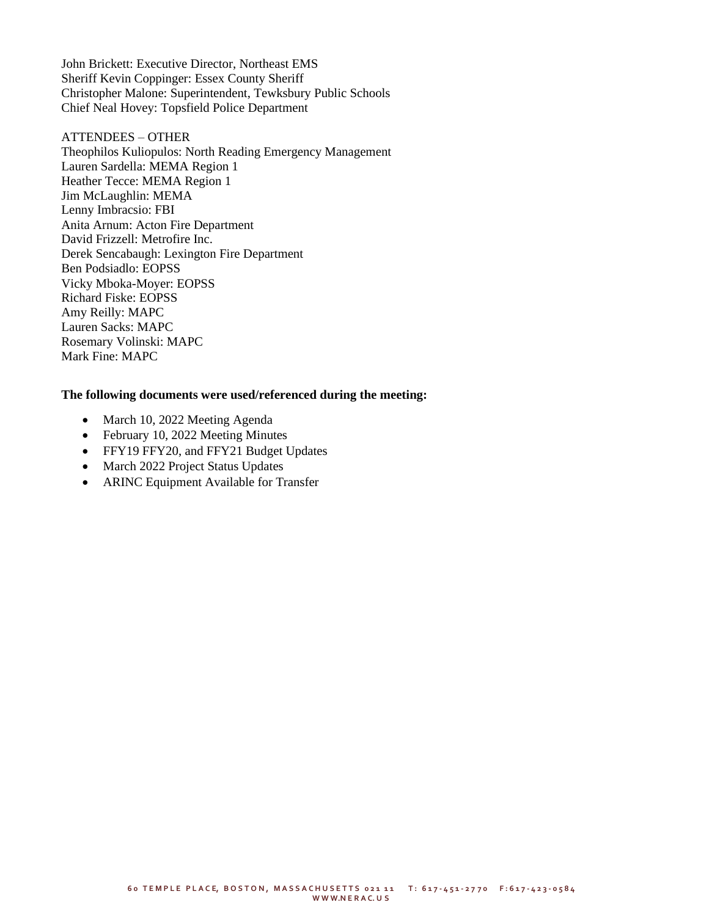John Brickett: Executive Director, Northeast EMS
Sheriff Kevin Coppinger: Essex County Sheriff
Christopher Malone: Superintendent, Tewksbury Public Schools
Chief Neal Hovey: Topsfield Police Department

ATTENDEES – OTHER
Theophilos Kuliopulos: North Reading Emergency Management
Lauren Sardella: MEMA Region 1
Heather Tecce: MEMA Region 1
Jim McLaughlin: MEMA
Lenny Imbracsio: FBI
Anita Arnum: Acton Fire Department
David Frizzell: Metrofire Inc.
Derek Sencabaugh: Lexington Fire Department
Ben Podsiadlo: EOPSS
Vicky Mboka-Moyer: EOPSS
Richard Fiske: EOPSS
Amy Reilly: MAPC
Lauren Sacks: MAPC
Rosemary Volinski: MAPC
Mark Fine: MAPC

**The following documents were used/referenced during the meeting:**

- March 10, 2022 Meeting Agenda
- February 10, 2022 Meeting Minutes
- FFY19 FFY20, and FFY21 Budget Updates
- March 2022 Project Status Updates
- ARINC Equipment Available for Transfer